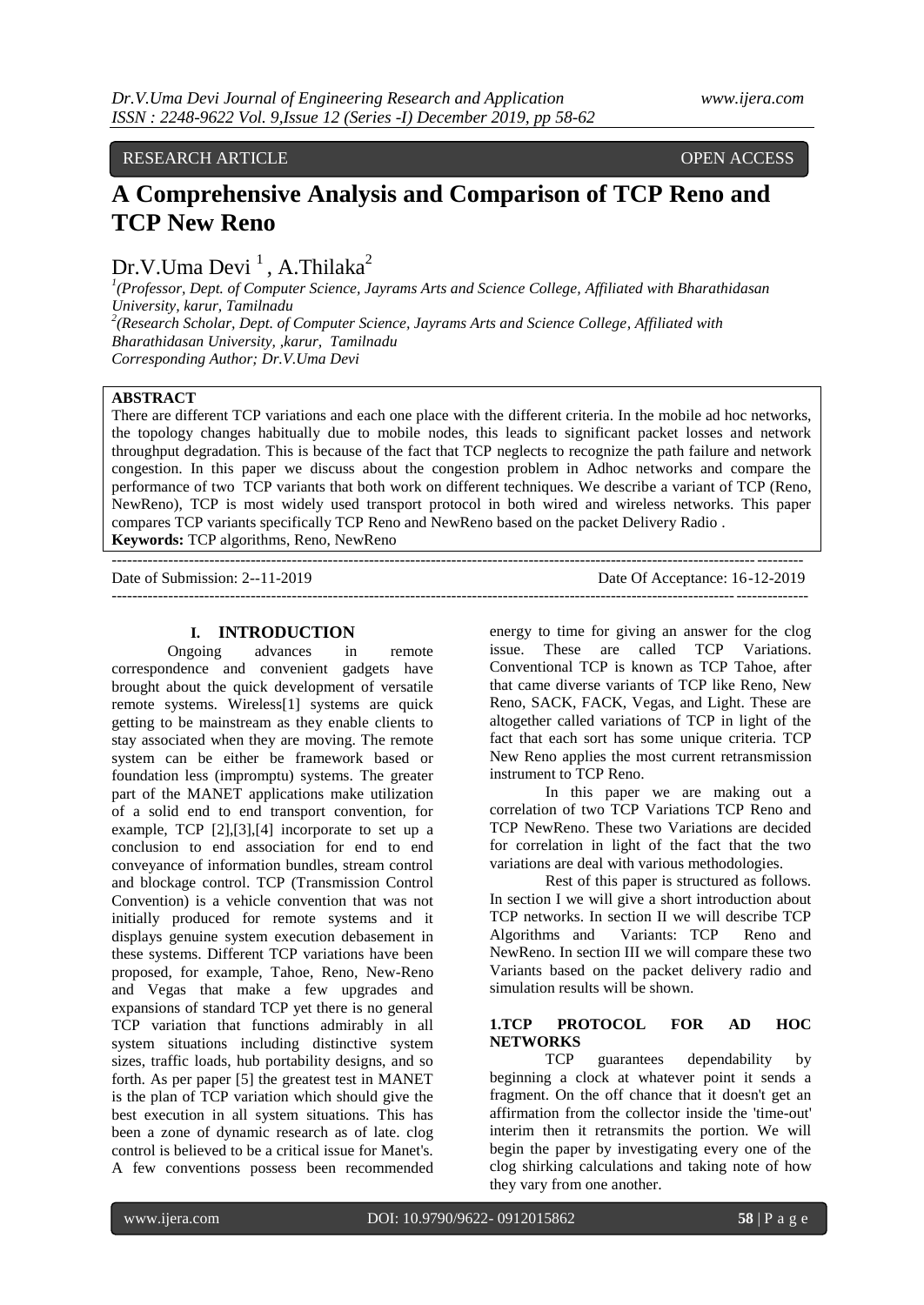RESEARCH ARTICLE OPEN ACCESS

# A Comprehensive Analysis and Comparison of TCP Reno and TCP New Reno

Dr.V.Uma Devi [1], A.Thilaka[2]

[1](Professor, Dept. of Computer Science, Jayrams Arts and Science College, Affiliated with Bharathidasan University, karur, Tamilnadu

[2](Research Scholar, Dept. of Computer Science, Jayrams Arts and Science College, Affiliated with Bharathidasan University, ,karur, Tamilnadu

Corresponding Author; Dr.V.Uma Devi

**ABSTRACT**

There are different TCP variations and each one place with the different criteria. In the mobile ad hoc networks, the topology changes habitually due to mobile nodes, this leads to significant packet losses and network throughput degradation. This is because of the fact that TCP neglects to recognize the path failure and network congestion. In this paper we discuss about the congestion problem in Adhoc networks and compare the performance of two TCP variants that both work on different techniques. We describe a variant of TCP (Reno, NewReno), TCP is most widely used transport protocol in both wired and wireless networks. This paper compares TCP variants specifically TCP Reno and NewReno based on the packet Delivery Radio .

**Keywords:** TCP algorithms, Reno, NewReno

---

Date of Submission: 2--11-2019 Date Of Acceptance: 16-12-2019

---

## I. INTRODUCTION

Ongoing advances in remote correspondence and convenient gadgets have brought about the quick development of versatile remote systems. Wireless[1] systems are quick getting to be mainstream as they enable clients to stay associated when they are moving. The remote system can be either be framework based or foundation less (impromptu) systems. The greater part of the MANET applications make utilization of a solid end to end transport convention, for example, TCP [2],[3],[4] incorporate to set up a conclusion to end association for end to end conveyance of information bundles, stream control and blockage control. TCP (Transmission Control Convention) is a vehicle convention that was not initially produced for remote systems and it displays genuine system execution debasement in these systems. Different TCP variations have been proposed, for example, Tahoe, Reno, New-Reno and Vegas that make a few upgrades and expansions of standard TCP yet there is no general TCP variation that functions admirably in all system situations including distinctive system sizes, traffic loads, hub portability designs, and so forth. As per paper [5] the greatest test in MANET is the plan of TCP variation which should give the best execution in all system situations. This has been a zone of dynamic research as of late. clog control is believed to be a critical issue for Manet's. A few conventions possess been recommended energy to time for giving an answer for the clog issue. These are called TCP Variations. Conventional TCP is known as TCP Tahoe, after that came diverse variants of TCP like Reno, New Reno, SACK, FACK, Vegas, and Light. These are altogether called variations of TCP in light of the fact that each sort has some unique criteria. TCP New Reno applies the most current retransmission instrument to TCP Reno.

In this paper we are making out a correlation of two TCP Variations TCP Reno and TCP NewReno. These two Variations are decided for correlation in light of the fact that the two variations are deal with various methodologies.

Rest of this paper is structured as follows. In section I we will give a short introduction about TCP networks. In section II we will describe TCP Algorithms and Variants: TCP Reno and NewReno. In section III we will compare these two Variants based on the packet delivery radio and simulation results will be shown.

### 1.TCP PROTOCOL FOR AD HOC NETWORKS

TCP guarantees dependability by beginning a clock at whatever point it sends a fragment. On the off chance that it doesn't get an affirmation from the collector inside the 'time-out' interim then it retransmits the portion. We will begin the paper by investigating every one of the clog shirking calculations and taking note of how they vary from one another.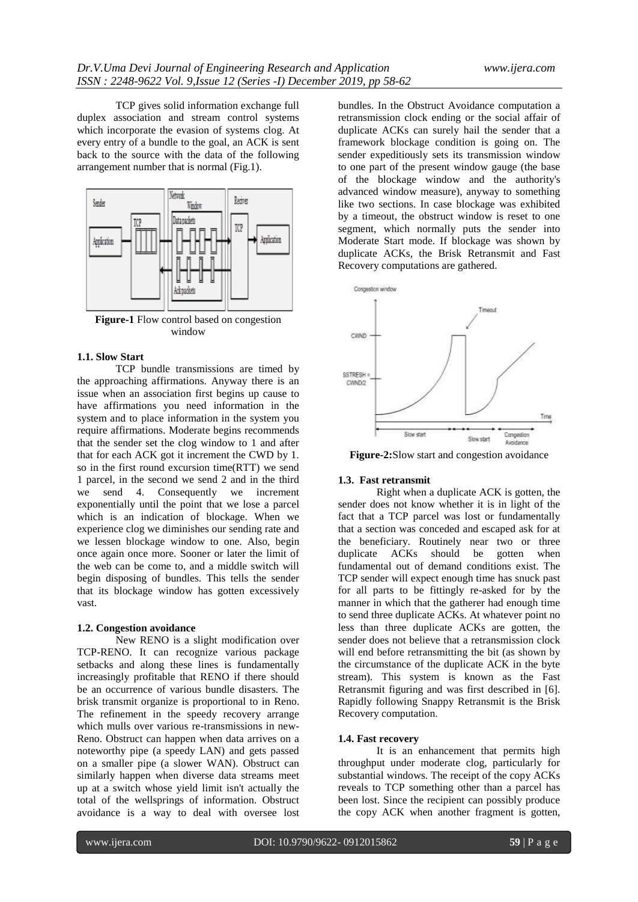TCP gives solid information exchange full duplex association and stream control systems which incorporate the evasion of systems clog. At every entry of a bundle to the goal, an ACK is sent back to the source with the data of the following arrangement number that is normal (Fig.1).

**Figure-1** Flow control based on congestion window

### 1.1. Slow Start

TCP bundle transmissions are timed by the approaching affirmations. Anyway there is an issue when an association first begins up cause to have affirmations you need information in the system and to place information in the system you require affirmations. Moderate begins recommends that the sender set the clog window to 1 and after that for each ACK got it increment the CWD by 1. so in the first round excursion time(RTT) we send 1 parcel, in the second we send 2 and in the third we send 4. Consequently we increment exponentially until the point that we lose a parcel which is an indication of blockage. When we experience clog we diminishes our sending rate and we lessen blockage window to one. Also, begin once again once more. Sooner or later the limit of the web can be come to, and a middle switch will begin disposing of bundles. This tells the sender that its blockage window has gotten excessively vast.

### 1.2. Congestion avoidance

New RENO is a slight modification over TCP-RENO. It can recognize various package setbacks and along these lines is fundamentally increasingly profitable that RENO if there should be an occurrence of various bundle disasters. The brisk transmit organize is proportional to in Reno. The refinement in the speedy recovery arrange which mulls over various re-transmissions in new-Reno. Obstruct can happen when data arrives on a noteworthy pipe (a speedy LAN) and gets passed on a smaller pipe (a slower WAN). Obstruct can similarly happen when diverse data streams meet up at a switch whose yield limit isn't actually the total of the wellsprings of information. Obstruct avoidance is a way to deal with oversee lost bundles. In the Obstruct Avoidance computation a retransmission clock ending or the social affair of duplicate ACKs can surely hail the sender that a framework blockage condition is going on. The sender expeditiously sets its transmission window to one part of the present window gauge (the base of the blockage window and the authority's advanced window measure), anyway to something like two sections. In case blockage was exhibited by a timeout, the obstruct window is reset to one segment, which normally puts the sender into Moderate Start mode. If blockage was shown by duplicate ACKs, the Brisk Retransmit and Fast Recovery computations are gathered.

**Figure-2:**Slow start and congestion avoidance

### 1.3. Fast retransmit

Right when a duplicate ACK is gotten, the sender does not know whether it is in light of the fact that a TCP parcel was lost or fundamentally that a section was conceded and escaped ask for at the beneficiary. Routinely near two or three duplicate ACKs should be gotten when fundamental out of demand conditions exist. The TCP sender will expect enough time has snuck past for all parts to be fittingly re-asked for by the manner in which that the gatherer had enough time to send three duplicate ACKs. At whatever point no less than three duplicate ACKs are gotten, the sender does not believe that a retransmission clock will end before retransmitting the bit (as shown by the circumstance of the duplicate ACK in the byte stream). This system is known as the Fast Retransmit figuring and was first described in [6]. Rapidly following Snappy Retransmit is the Brisk Recovery computation.

### 1.4. Fast recovery

It is an enhancement that permits high throughput under moderate clog, particularly for substantial windows. The receipt of the copy ACKs reveals to TCP something other than a parcel has been lost. Since the recipient can possibly produce the copy ACK when another fragment is gotten,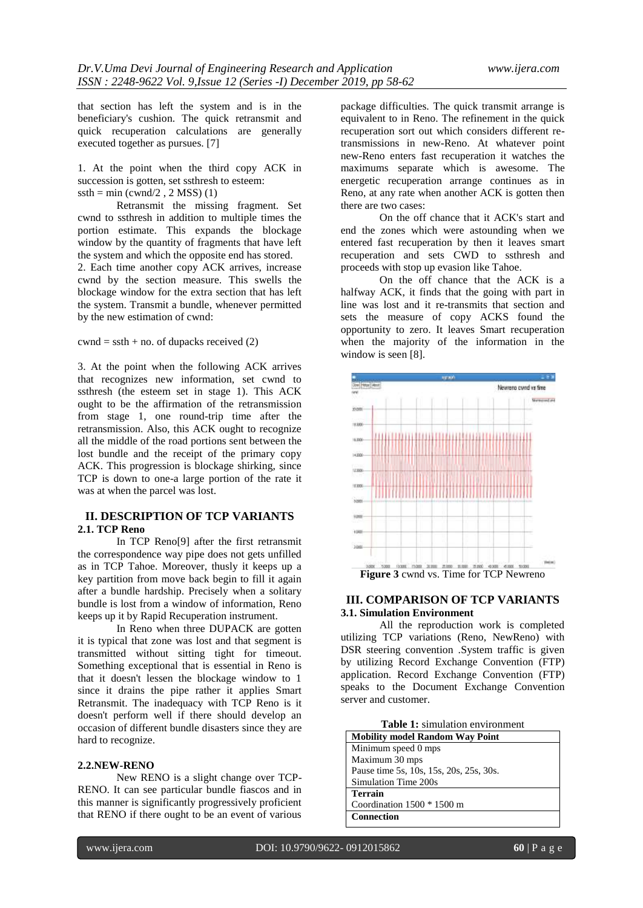that section has left the system and is in the beneficiary's cushion. The quick retransmit and quick recuperation calculations are generally executed together as pursues. [7]

1. At the point when the third copy ACK in succession is gotten, set ssthresh to esteem:

ssth = min (cwnd/2 , 2 MSS) (1)

Retransmit the missing fragment. Set cwnd to ssthresh in addition to multiple times the portion estimate. This expands the blockage window by the quantity of fragments that have left the system and which the opposite end has stored.

2. Each time another copy ACK arrives, increase cwnd by the section measure. This swells the blockage window for the extra section that has left the system. Transmit a bundle, whenever permitted by the new estimation of cwnd:

cwnd = ssth + no. of dupacks received (2)

3. At the point when the following ACK arrives that recognizes new information, set cwnd to ssthresh (the esteem set in stage 1). This ACK ought to be the affirmation of the retransmission from stage 1, one round-trip time after the retransmission. Also, this ACK ought to recognize all the middle of the road portions sent between the lost bundle and the receipt of the primary copy ACK. This progression is blockage shirking, since TCP is down to one-a large portion of the rate it was at when the parcel was lost.

## II. DESCRIPTION OF TCP VARIANTS

### 2.1. TCP Reno

In TCP Reno[9] after the first retransmit the correspondence way pipe does not gets unfilled as in TCP Tahoe. Moreover, thusly it keeps up a key partition from move back begin to fill it again after a bundle hardship. Precisely when a solitary bundle is lost from a window of information, Reno keeps up it by Rapid Recuperation instrument.

In Reno when three DUPACK are gotten it is typical that zone was lost and that segment is transmitted without sitting tight for timeout. Something exceptional that is essential in Reno is that it doesn't lessen the blockage window to 1 since it drains the pipe rather it applies Smart Retransmit. The inadequacy with TCP Reno is it doesn't perform well if there should develop an occasion of different bundle disasters since they are hard to recognize.

### 2.2.NEW-RENO

New RENO is a slight change over TCP-RENO. It can see particular bundle fiascos and in this manner is significantly progressively proficient that RENO if there ought to be an event of various package difficulties. The quick transmit arrange is equivalent to in Reno. The refinement in the quick recuperation sort out which considers different re-transmissions in new-Reno. At whatever point new-Reno enters fast recuperation it watches the maximums separate which is awesome. The energetic recuperation arrange continues as in Reno, at any rate when another ACK is gotten then there are two cases:

On the off chance that it ACK's start and end the zones which were astounding when we entered fast recuperation by then it leaves smart recuperation and sets CWD to ssthresh and proceeds with stop up evasion like Tahoe.

On the off chance that the ACK is a halfway ACK, it finds that the going with part in line was lost and it re-transmits that section and sets the measure of copy ACKS found the opportunity to zero. It leaves Smart recuperation when the majority of the information in the window is seen [8].

**Figure 3** cwnd vs. Time for TCP Newreno

## III. COMPARISON OF TCP VARIANTS

### 3.1. Simulation Environment

All the reproduction work is completed utilizing TCP variations (Reno, NewReno) with DSR steering convention .System traffic is given by utilizing Record Exchange Convention (FTP) application. Record Exchange Convention (FTP) speaks to the Document Exchange Convention server and customer.

**Table 1:** simulation environment

| **Mobility model Random Way Point** |
|---|
| Minimum speed 0 mps |
| Maximum 30 mps |
| Pause time 5s, 10s, 15s, 20s, 25s, 30s. |
| Simulation Time 200s |
| **Terrain** |
| Coordination 1500 * 1500 m |
| **Connection** |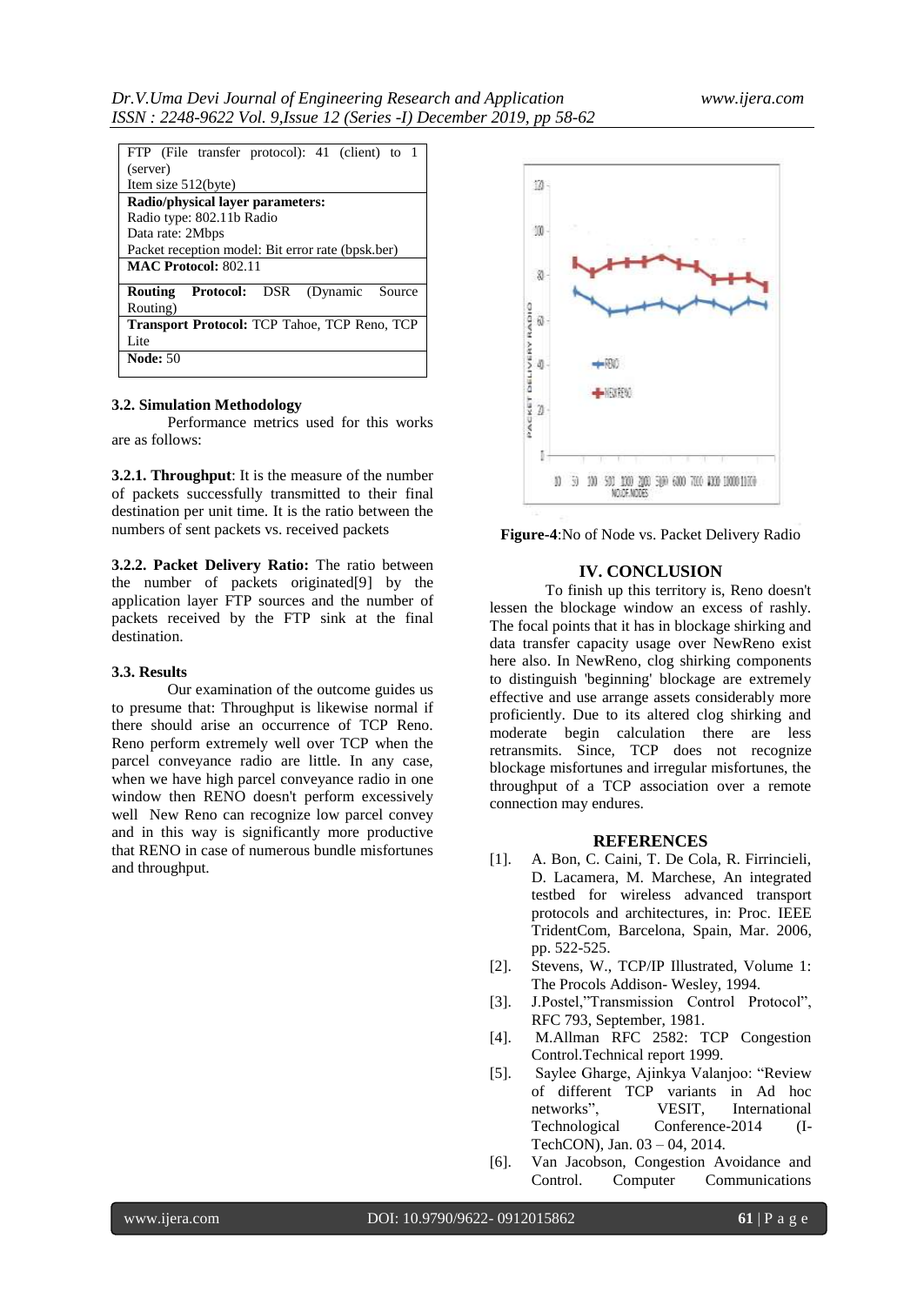| FTP (File transfer protocol): 41 (client) to 1 (server)<br>Item size 512(byte) |
|---|
| **Radio/physical layer parameters:**<br>Radio type: 802.11b Radio<br>Data rate: 2Mbps<br>Packet reception model: Bit error rate (bpsk.ber) |
| **MAC Protocol:** 802.11 |
| **Routing Protocol:** DSR (Dynamic Source Routing) |
| **Transport Protocol:** TCP Tahoe, TCP Reno, TCP Lite |
| **Node:** 50 |

### 3.2. Simulation Methodology

Performance metrics used for this works are as follows:

**3.2.1. Throughput**: It is the measure of the number of packets successfully transmitted to their final destination per unit time. It is the ratio between the numbers of sent packets vs. received packets

**3.2.2. Packet Delivery Ratio:** The ratio between the number of packets originated[9] by the application layer FTP sources and the number of packets received by the FTP sink at the final destination.

### 3.3. Results

Our examination of the outcome guides us to presume that: Throughput is likewise normal if there should arise an occurrence of TCP Reno. Reno perform extremely well over TCP when the parcel conveyance radio are little. In any case, when we have high parcel conveyance radio in one window then RENO doesn't perform excessively well New Reno can recognize low parcel convey and in this way is significantly more productive that RENO in case of numerous bundle misfortunes and throughput.

**Figure-4**:No of Node vs. Packet Delivery Radio

## IV. CONCLUSION

To finish up this territory is, Reno doesn't lessen the blockage window an excess of rashly. The focal points that it has in blockage shirking and data transfer capacity usage over NewReno exist here also. In NewReno, clog shirking components to distinguish 'beginning' blockage are extremely effective and use arrange assets considerably more proficiently. Due to its altered clog shirking and moderate begin calculation there are less retransmits. Since, TCP does not recognize blockage misfortunes and irregular misfortunes, the throughput of a TCP association over a remote connection may endures.

## REFERENCES

[1]. A. Bon, C. Caini, T. De Cola, R. Firrincieli, D. Lacamera, M. Marchese, An integrated testbed for wireless advanced transport protocols and architectures, in: Proc. IEEE TridentCom, Barcelona, Spain, Mar. 2006, pp. 522-525.

[2]. Stevens, W., TCP/IP Illustrated, Volume 1: The Procols Addison- Wesley, 1994.

[3]. J.Postel,"Transmission Control Protocol", RFC 793, September, 1981.

[4]. M.Allman RFC 2582: TCP Congestion Control.Technical report 1999.

[5]. Saylee Gharge, Ajinkya Valanjoo: "Review of different TCP variants in Ad hoc networks", VESIT, International Technological Conference-2014 (I-TechCON), Jan. 03 – 04, 2014.

[6]. Van Jacobson, Congestion Avoidance and Control. Computer Communications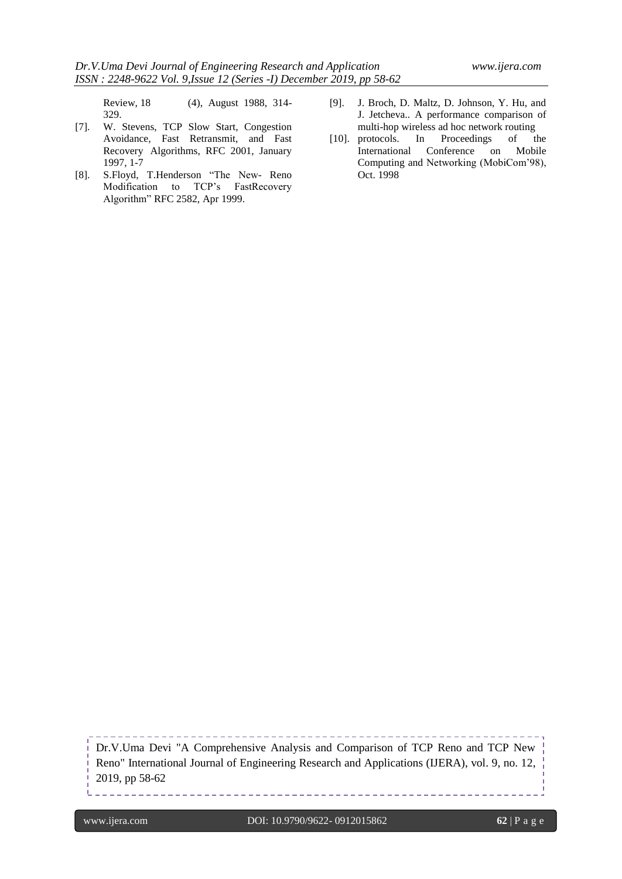Review, 18 (4), August 1988, 314-329.

[7]. W. Stevens, TCP Slow Start, Congestion Avoidance, Fast Retransmit, and Fast Recovery Algorithms, RFC 2001, January 1997, 1-7

[8]. S.Floyd, T.Henderson "The New- Reno Modification to TCP's FastRecovery Algorithm" RFC 2582, Apr 1999.

[9]. J. Broch, D. Maltz, D. Johnson, Y. Hu, and J. Jetcheva.. A performance comparison of multi-hop wireless ad hoc network routing

[10]. protocols. In Proceedings of the International Conference on Mobile Computing and Networking (MobiCom'98), Oct. 1998

Dr.V.Uma Devi "A Comprehensive Analysis and Comparison of TCP Reno and TCP New Reno" International Journal of Engineering Research and Applications (IJERA), vol. 9, no. 12, 2019, pp 58-62